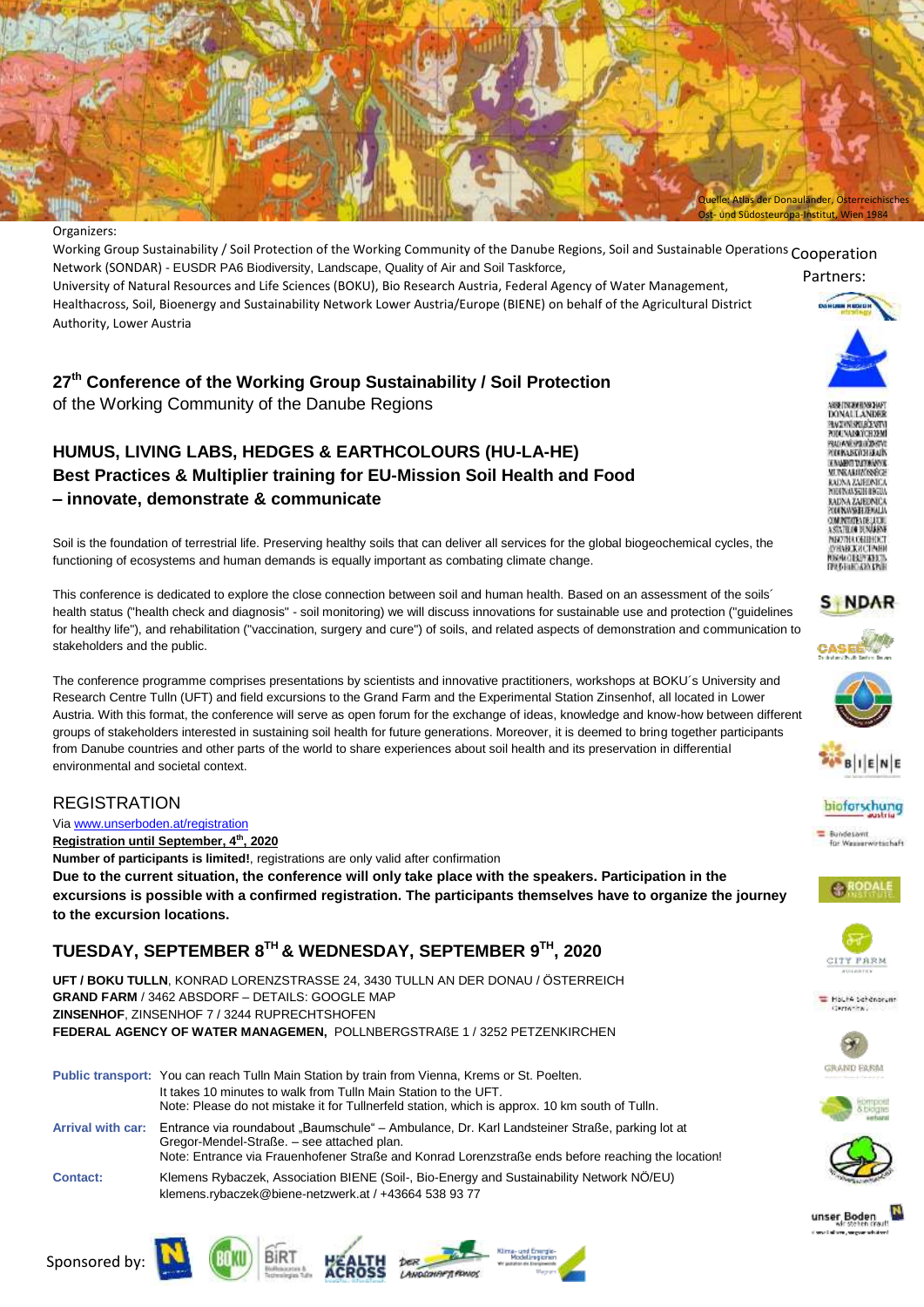Quelle: Atlas der Donauländer, Österreichisches Ost- und Südosteuropa-Institut, Wien 1984

Organizers:

Working Group Sustainability / Soil Protection of the Working Community of the Danube Regions, Soil and Sustainable Operations Network (SONDAR) - EUSDR PA6 Biodiversity, Landscape, Quality of Air and Soil Taskforce, University of Natural Resources and Life Sciences (BOKU), Bio Research Austria, Federal Agency of Water Management, Healthacross, Soil, Bioenergy and Sustainability Network Lower Austria/Europe (BIENE) on behalf of the Agricultural District Authority, Lower Austria

Cooperation Partners:

## 27th Conference of the Working Group Sustainability / Soil Protection

of the Working Community of the Danube Regions

## HUMUS, LIVING LABS, HEDGES & EARTHCOLOURS (HU-LA-HE)
## Best Practices & Multiplier training for EU-Mission Soil Health and Food – innovate, demonstrate & communicate

Soil is the foundation of terrestrial life. Preserving healthy soils that can deliver all services for the global biogeochemical cycles, the functioning of ecosystems and human demands is equally important as combating climate change.

This conference is dedicated to explore the close connection between soil and human health. Based on an assessment of the soils´ health status ("health check and diagnosis" - soil monitoring) we will discuss innovations for sustainable use and protection ("guidelines for healthy life"), and rehabilitation ("vaccination, surgery and cure") of soils, and related aspects of demonstration and communication to stakeholders and the public.

The conference programme comprises presentations by scientists and innovative practitioners, workshops at BOKU´s University and Research Centre Tulln (UFT) and field excursions to the Grand Farm and the Experimental Station Zinsenhof, all located in Lower Austria. With this format, the conference will serve as open forum for the exchange of ideas, knowledge and know-how between different groups of stakeholders interested in sustaining soil health for future generations. Moreover, it is deemed to bring together participants from Danube countries and other parts of the world to share experiences about soil health and its preservation in differential environmental and societal context.

## REGISTRATION

Via [www.unserboden.at/registration](www.unserboden.at/registration)

**Registration until September, 4th, 2020**

**Number of participants is limited!**, registrations are only valid after confirmation

**Due to the current situation, the conference will only take place with the speakers. Participation in the excursions is possible with a confirmed registration. The participants themselves have to organize the journey to the excursion locations.**

## TUESDAY, SEPTEMBER 8TH & WEDNESDAY, SEPTEMBER 9TH, 2020

**UFT / BOKU TULLN**, KONRAD LORENZSTRASSE 24, 3430 TULLN AN DER DONAU / ÖSTERREICH
**GRAND FARM** / 3462 ABSDORF – DETAILS: GOOGLE MAP
**ZINSENHOF**, ZINSENHOF 7 / 3244 RUPRECHTSHOFEN
**FEDERAL AGENCY OF WATER MANAGEMEN,** POLLNBERGSTRAßE 1 / 3252 PETZENKIRCHEN

**Public transport:** You can reach Tulln Main Station by train from Vienna, Krems or St. Poelten. It takes 10 minutes to walk from Tulln Main Station to the UFT. Note: Please do not mistake it for Tullnerfeld station, which is approx. 10 km south of Tulln.

**Arrival with car:** Entrance via roundabout „Baumschule" – Ambulance, Dr. Karl Landsteiner Straße, parking lot at Gregor-Mendel-Straße. – see attached plan. Note: Entrance via Frauenhofener Straße and Konrad Lorenzstraße ends before reaching the location!

**Contact:** Klemens Rybaczek, Association BIENE (Soil-, Bio-Energy and Sustainability Network NÖ/EU) klemens.rybaczek@biene-netzwerk.at / +43664 538 93 77

Sponsored by: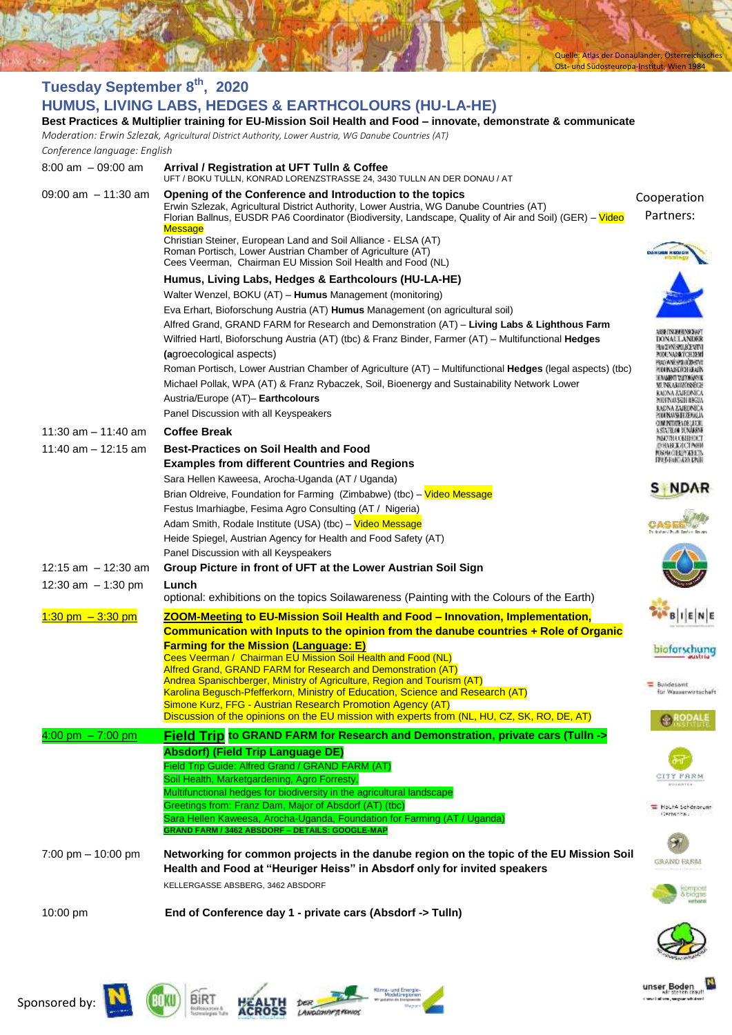Quelle: Atlas der Donauländer, Österreichisches Ost- und Südosteuropa-Institut, Wien 1984

## Tuesday September 8th, 2020

## HUMUS, LIVING LABS, HEDGES & EARTHCOLOURS (HU-LA-HE)

**Best Practices & Multiplier training for EU-Mission Soil Health and Food – innovate, demonstrate & communicate**

*Moderation: Erwin Szlezak, Agricultural District Authority, Lower Austria, WG Danube Countries (AT)*

*Conference language: English*

| Time | Programme |
|---|---|
| 8:00 am – 09:00 am | **Arrival / Registration at UFT Tulln & Coffee**<br>UFT / BOKU TULLN, KONRAD LORENZSTRASSE 24, 3430 TULLN AN DER DONAU / AT |
| 09:00 am – 11:30 am | **Opening of the Conference and Introduction to the topics**<br>Erwin Szlezak, Agricultural District Authority, Lower Austria, WG Danube Countries (AT)<br>Florian Ballnus, EUSDR PA6 Coordinator (Biodiversity, Landscape, Quality of Air and Soil) (GER) – Video Message<br>Christian Steiner, European Land and Soil Alliance - ELSA (AT)<br>Roman Portisch, Lower Austrian Chamber of Agriculture (AT)<br>Cees Veerman, Chairman EU Mission Soil Health and Food (NL)<br>**Humus, Living Labs, Hedges & Earthcolours (HU-LA-HE)**<br>Walter Wenzel, BOKU (AT) – **Humus** Management (monitoring)<br>Eva Erhart, Bioforschung Austria (AT) **Humus** Management (on agricultural soil)<br>Alfred Grand, GRAND FARM for Research and Demonstration (AT) – **Living Labs & Lighthous Farm**<br>Wilfried Hartl, Bioforschung Austria (AT) (tbc) & Franz Binder, Farmer (AT) – Multifunctional **Hedges** (**a**groecological aspects)<br>Roman Portisch, Lower Austrian Chamber of Agriculture (AT) – Multifunctional **Hedges** (legal aspects) (tbc)<br>Michael Pollak, WPA (AT) & Franz Rybaczek, Soil, Bioenergy and Sustainability Network Lower Austria/Europe (AT)– **Earthcolours**<br>Panel Discussion with all Keyspeakers |
| 11:30 am – 11:40 am | **Coffee Break** |
| 11:40 am – 12:15 am | **Best-Practices on Soil Health and Food**<br>**Examples from different Countries and Regions**<br>Sara Hellen Kaweesa, Arocha-Uganda (AT / Uganda)<br>Brian Oldreive, Foundation for Farming (Zimbabwe) (tbc) – Video Message<br>Festus Imarhiagbe, Fesima Agro Consulting (AT / Nigeria)<br>Adam Smith, Rodale Institute (USA) (tbc) – Video Message<br>Heide Spiegel, Austrian Agency for Health and Food Safety (AT)<br>Panel Discussion with all Keyspeakers |
| 12:15 am – 12:30 am | **Group Picture in front of UFT at the Lower Austrian Soil Sign** |
| 12:30 am – 1:30 pm | **Lunch**<br>optional: exhibitions on the topics Soilawareness (Painting with the Colours of the Earth) |
| 1:30 pm – 3:30 pm | **ZOOM-Meeting to EU-Mission Soil Health and Food – Innovation, Implementation, Communication with Inputs to the opinion from the danube countries + Role of Organic Farming for the Mission (Language: E)**<br>Cees Veerman / Chairman EU Mission Soil Health and Food (NL)<br>Alfred Grand, GRAND FARM for Research and Demonstration (AT)<br>Andrea Spanischberger, Ministry of Agriculture, Region and Tourism (AT)<br>Karolina Begusch-Pfefferkorn, Ministry of Education, Science and Research (AT)<br>Simone Kurz, FFG - Austrian Research Promotion Agency (AT)<br>Discussion of the opinions on the EU mission with experts from (NL, HU, CZ, SK, RO, DE, AT) |
| 4:00 pm – 7:00 pm | **Field Trip to GRAND FARM for Research and Demonstration, private cars (Tulln -> Absdorf) (Field Trip Language DE)**<br>Field Trip Guide: Alfred Grand / GRAND FARM (AT)<br>Soil Health, Marketgardening, Agro Forestry,<br>Multifunctional hedges for biodiversity in the agricultural landscape<br>Greetings from: Franz Dam, Major of Absdorf (AT) (tbc)<br>Sara Hellen Kaweesa, Arocha-Uganda, Foundation for Farming (AT / Uganda)<br>**GRAND FARM / 3462 ABSDORF – DETAILS: GOOGLE-MAP** |
| 7:00 pm – 10:00 pm | **Networking for common projects in the danube region on the topic of the EU Mission Soil Health and Food at "Heuriger Heiss" in Absdorf only for invited speakers**<br>KELLERGASSE ABSBERG, 3462 ABSDORF |
| 10:00 pm | **End of Conference day 1 - private cars (Absdorf -> Tulln)** |

Cooperation Partners:

Sponsored by: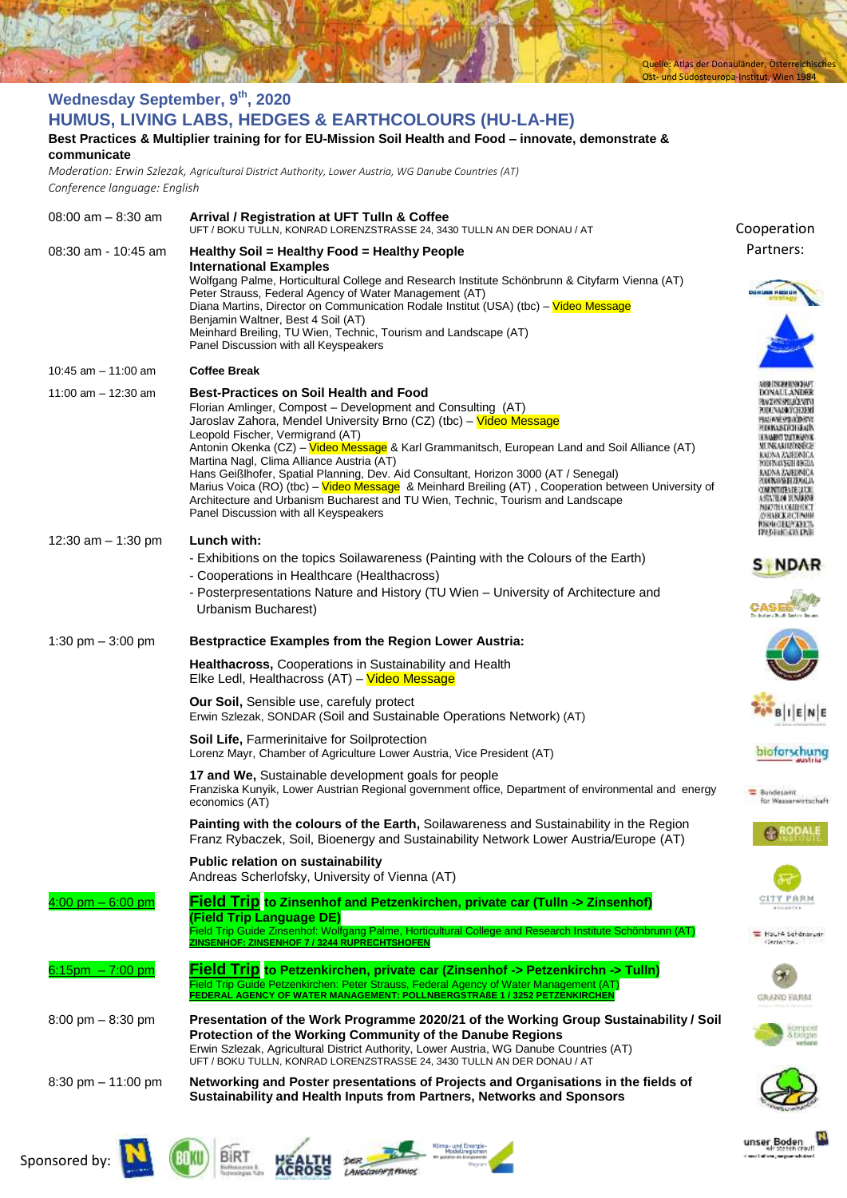Quelle: Atlas der Donauländer, Österreichisches Ost- und Südosteuropa-Institut, Wien 1984

## Wednesday September, 9th, 2020

## HUMUS, LIVING LABS, HEDGES & EARTHCOLOURS (HU-LA-HE)

**Best Practices & Multiplier training for for EU-Mission Soil Health and Food – innovate, demonstrate & communicate**

*Moderation: Erwin Szlezak, Agricultural District Authority, Lower Austria, WG Danube Countries (AT)*

*Conference language: English*

| Time | Programme |
|---|---|
| 08:00 am – 8:30 am | **Arrival / Registration at UFT Tulln & Coffee**<br>UFT / BOKU TULLN, KONRAD LORENZSTRASSE 24, 3430 TULLN AN DER DONAU / AT |
| 08:30 am - 10:45 am | **Healthy Soil = Healthy Food = Healthy People**<br>**International Examples**<br>Wolfgang Palme, Horticultural College and Research Institute Schönbrunn & Cityfarm Vienna (AT)<br>Peter Strauss, Federal Agency of Water Management (AT)<br>Diana Martins, Director on Communication Rodale Institut (USA) (tbc) – Video Message<br>Benjamin Waltner, Best 4 Soil (AT)<br>Meinhard Breiling, TU Wien, Technic, Tourism and Landscape (AT)<br>Panel Discussion with all Keyspeakers |
| 10:45 am – 11:00 am | **Coffee Break** |
| 11:00 am – 12:30 am | **Best-Practices on Soil Health and Food**<br>Florian Amlinger, Compost – Development and Consulting (AT)<br>Jaroslav Zahora, Mendel University Brno (CZ) (tbc) – Video Message<br>Leopold Fischer, Vermigrand (AT)<br>Antonin Okenka (CZ) – Video Message & Karl Grammanitsch, European Land and Soil Alliance (AT)<br>Martina Nagl, Clima Alliance Austria (AT)<br>Hans Geißlhofer, Spatial Planning, Dev. Aid Consultant, Horizon 3000 (AT / Senegal)<br>Marius Voica (RO) (tbc) – Video Message & Meinhard Breiling (AT) , Cooperation between University of Architecture and Urbanism Bucharest and TU Wien, Technic, Tourism and Landscape<br>Panel Discussion with all Keyspeakers |
| 12:30 am – 1:30 pm | **Lunch with:**<br>- Exhibitions on the topics Soilawareness (Painting with the Colours of the Earth)<br>- Cooperations in Healthcare (Healthacross)<br>- Posterpresentations Nature and History (TU Wien – University of Architecture and Urbanism Bucharest) |
| 1:30 pm – 3:00 pm | **Bestpractice Examples from the Region Lower Austria:**<br>**Healthacross,** Cooperations in Sustainability and Health<br>Elke Ledl, Healthacross (AT) – Video Message<br>**Our Soil,** Sensible use, carefuly protect<br>Erwin Szlezak, SONDAR (Soil and Sustainable Operations Network) (AT)<br>**Soil Life,** Farmerinitaive for Soilprotection<br>Lorenz Mayr, Chamber of Agriculture Lower Austria, Vice President (AT)<br>**17 and We,** Sustainable development goals for people<br>Franziska Kunyik, Lower Austrian Regional government office, Department of environmental and energy economics (AT)<br>**Painting with the colours of the Earth,** Soilawareness and Sustainability in the Region<br>Franz Rybaczek, Soil, Bioenergy and Sustainability Network Lower Austria/Europe (AT)<br>**Public relation on sustainability**<br>Andreas Scherlofsky, University of Vienna (AT) |
| 4:00 pm – 6:00 pm | **Field Trip to Zinsenhof and Petzenkirchen, private car (Tulln -> Zinsenhof)**<br>**(Field Trip Language DE)**<br>Field Trip Guide Zinsenhof: Wolfgang Palme, Horticultural College and Research Institute Schönbrunn (AT)<br>**ZINSENHOF: ZINSENHOF 7 / 3244 RUPRECHTSHOFEN** |
| 6:15pm – 7:00 pm | **Field Trip to Petzenkirchen, private car (Zinsenhof -> Petzenkirchn -> Tulln)**<br>Field Trip Guide Petzenkirchen: Peter Strauss, Federal Agency of Water Management (AT)<br>**FEDERAL AGENCY OF WATER MANAGEMENT: POLLNBERGSTRAßE 1 / 3252 PETZENKIRCHEN** |
| 8:00 pm – 8:30 pm | **Presentation of the Work Programme 2020/21 of the Working Group Sustainability / Soil Protection of the Working Community of the Danube Regions**<br>Erwin Szlezak, Agricultural District Authority, Lower Austria, WG Danube Countries (AT)<br>UFT / BOKU TULLN, KONRAD LORENZSTRASSE 24, 3430 TULLN AN DER DONAU / AT |
| 8:30 pm – 11:00 pm | **Networking and Poster presentations of Projects and Organisations in the fields of Sustainability and Health Inputs from Partners, Networks and Sponsors** |

Cooperation Partners:

Sponsored by: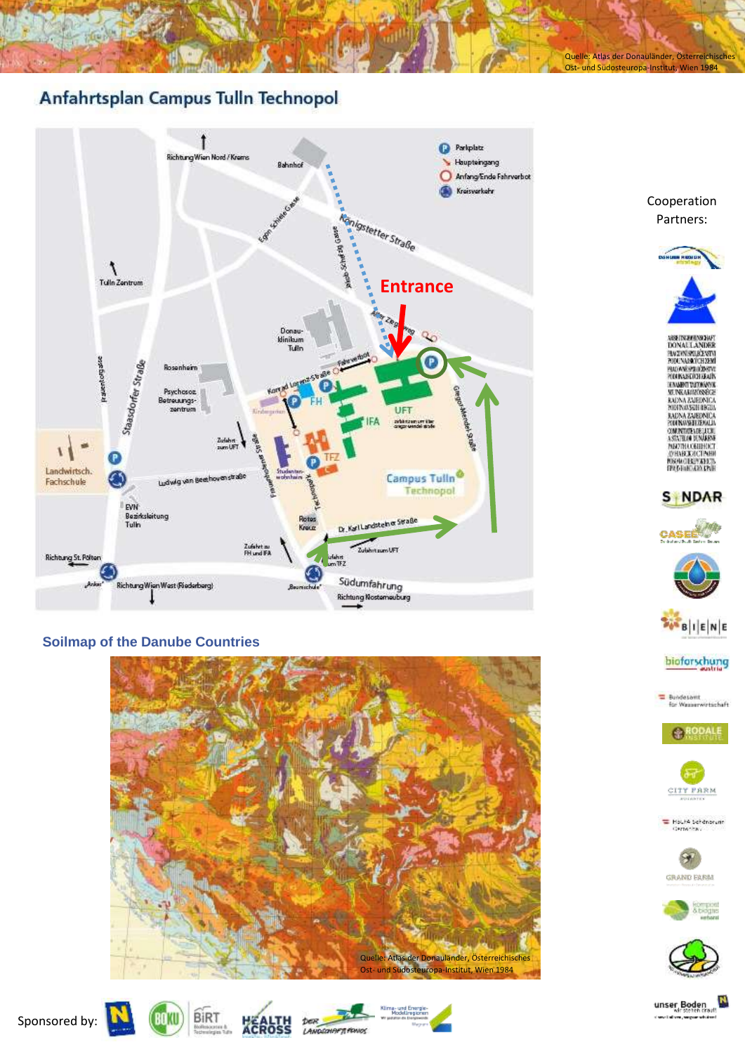Quelle: Atlas der Donauländer, Österreichisches Ost- und Südosteuropa-Institut, Wien 1984

## Anfahrtsplan Campus Tulln Technopol

Parkplatz
Haupteingang
Anfang/Ende Fahrverbot
Kreisverkehr

Entrance

Richtung Wien Nord / Krems
Bahnhof
Egon Schiele Gasse
Königstetter Straße
Tulln Zentrum
Alter Ziegelweg
Donau-Klinikum Tulln
Fahrverbot
Konrad Lorenz-Straße
Rosenheim
Psychosoz. Betreuungs-zentrum
Kindergarten
FH
UFT
IFA
TFZ
Gregor-Mendel-Straße
Frauentorgasse
Staasdorfer Straße
Zufahrt zum UFT
Landwirtsch. Fachschule
Ludwig van Beethovenstraße
Studenten-wohnheim
Technopark
Campus Tulln Technopol
EVN Bezirksleitung Tulln
Rotes Kreuz
Dr. Karl Landsteiner Straße
Zufahrt zu FH und IFA
Zufahrt zum UFT
Zufahrt zum TFZ
Richtung St. Pölten
„Anker"
Richtung Wien West (Riederberg)
„Baumschule"
Südumfahrung
Richtung Klosterneuburg

## Soilmap of the Danube Countries

Quelle: Atlas der Donauländer, Österreichisches Ost- und Südosteuropa-Institut, Wien 1984

Cooperation Partners:

SONDAR
CASEE
BIENE
bioforschung austria
Bundesamt für Wasserwirtschaft
RODALE INSTITUTE
CITY FARM
GRAND FARM
unser Boden

Sponsored by:

BOKU
BiRT
HEALTH ACROSS
Der Landschaftsfonds
Klima- und Energie-Modellregionen